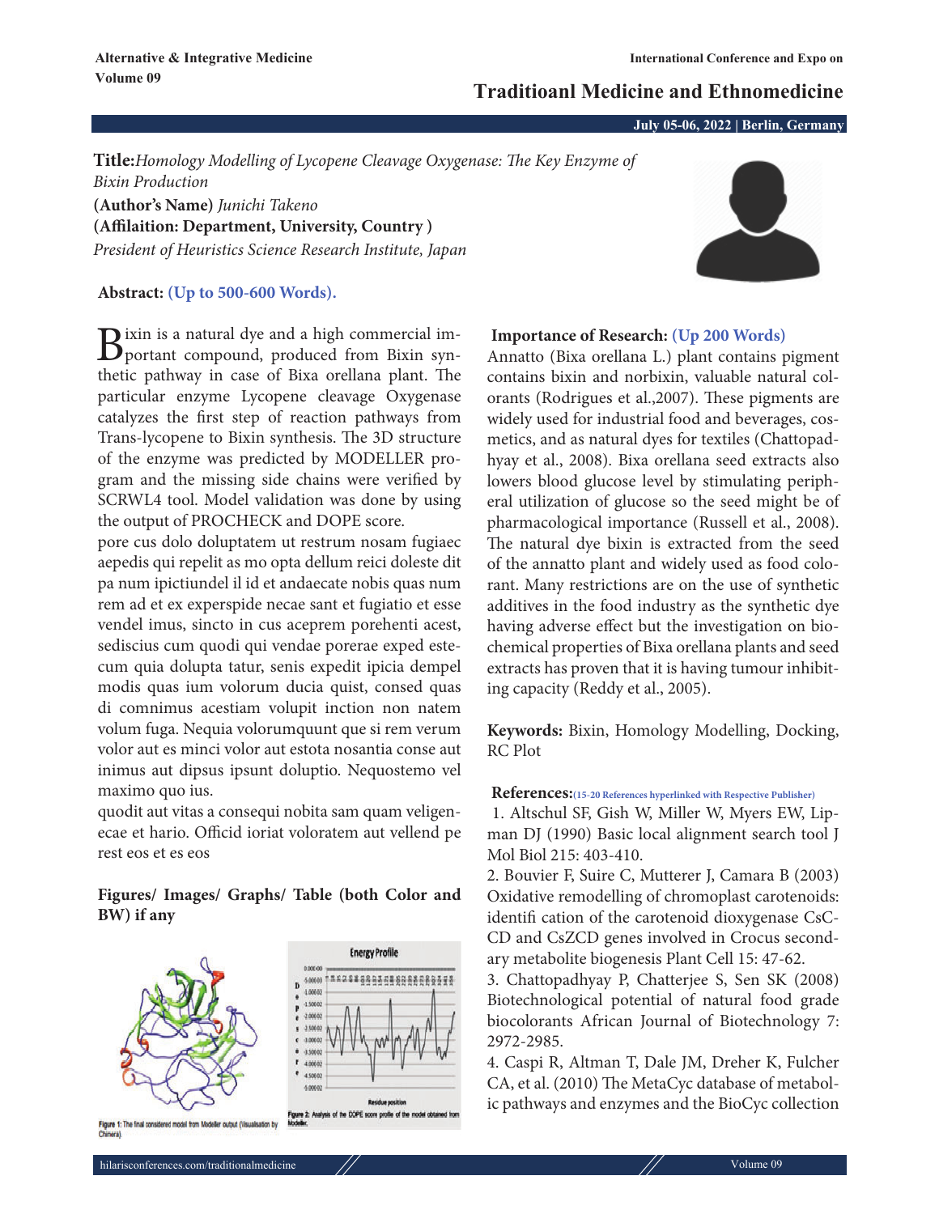**Title:** *Homology Modelling of Lycopene Cleavage Oxygenase: The Key Enzyme of Bixin Production*

**(Author's Name)** *Junichi Takeno*

**(Affilaition: Department, University, Country )**

*President of Heuristics Science Research Institute, Japan*

**Abstract: (Up to 500-600 Words).**

Bixin is a natural dye and a high commercial important compound, produced from Bixin synthetic pathway in case of Bixa orellana plant. The particular enzyme Lycopene cleavage Oxygenase catalyzes the first step of reaction pathways from Trans-lycopene to Bixin synthesis. The 3D structure of the enzyme was predicted by MODELLER program and the missing side chains were verified by SCRWL4 tool. Model validation was done by using the output of PROCHECK and DOPE score.

pore cus dolo doluptatem ut restrum nosam fugiaec aepedis qui repelit as mo opta dellum reici doleste dit pa num ipictiundel il id et andaecate nobis quas num rem ad et ex experspide necae sant et fugiatio et esse vendel imus, sincto in cus aceprem porehenti acest, sediscius cum quodi qui vendae porerae exped estecum quia dolupta tatur, senis expedit ipicia dempel modis quas ium volorum ducia quist, consed quas di comnimus acestiam volupit inction non natem volum fuga. Nequia volorumquunt que si rem verum volor aut es minci volor aut estota nosantia conse aut inimus aut dipsus ipsunt doluptio. Nequostemo vel maximo quo ius.

quodit aut vitas a consequi nobita sam quam veligenecae et hario. Officid ioriat voloratem aut vellend pe rest eos et es eos

**Figures/ Images/ Graphs/ Table (both Color and BW) if any**

Figure 1: The final considered model from Modeller output (Visualisation by Chimera).

Figure 2: Analysis of the DOPE score profile of the model obtained from Modeller.

**Importance of Research: (Up 200 Words)**

Annatto (Bixa orellana L.) plant contains pigment contains bixin and norbixin, valuable natural colorants (Rodrigues et al.,2007). These pigments are widely used for industrial food and beverages, cosmetics, and as natural dyes for textiles (Chattopadhyay et al., 2008). Bixa orellana seed extracts also lowers blood glucose level by stimulating peripheral utilization of glucose so the seed might be of pharmacological importance (Russell et al., 2008). The natural dye bixin is extracted from the seed of the annatto plant and widely used as food colorant. Many restrictions are on the use of synthetic additives in the food industry as the synthetic dye having adverse effect but the investigation on biochemical properties of Bixa orellana plants and seed extracts has proven that it is having tumour inhibiting capacity (Reddy et al., 2005).

**Keywords:** Bixin, Homology Modelling, Docking, RC Plot

**References:** (15-20 References hyperlinked with Respective Publisher)

1. Altschul SF, Gish W, Miller W, Myers EW, Lipman DJ (1990) Basic local alignment search tool J Mol Biol 215: 403-410.
2. Bouvier F, Suire C, Mutterer J, Camara B (2003) Oxidative remodelling of chromoplast carotenoids: identifi cation of the carotenoid dioxygenase CsCCD and CsZCD genes involved in Crocus secondary metabolite biogenesis Plant Cell 15: 47-62.
3. Chattopadhyay P, Chatterjee S, Sen SK (2008) Biotechnological potential of natural food grade biocolorants African Journal of Biotechnology 7: 2972-2985.
4. Caspi R, Altman T, Dale JM, Dreher K, Fulcher CA, et al. (2010) The MetaCyc database of metabolic pathways and enzymes and the BioCyc collection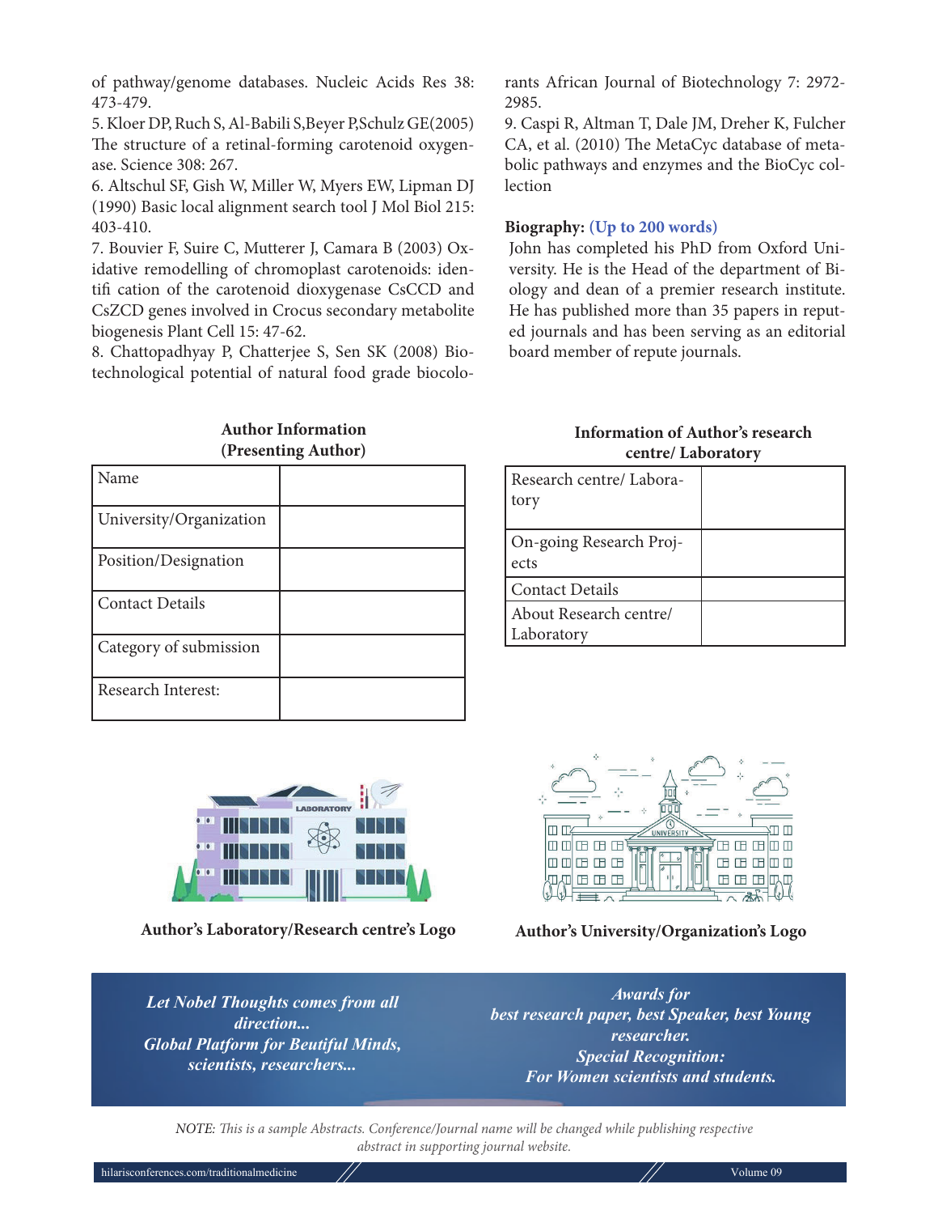of pathway/genome databases. Nucleic Acids Res 38: 473-479.

5. Kloer DP, Ruch S, Al-Babili S,Beyer P,Schulz GE(2005) The structure of a retinal-forming carotenoid oxygenase. Science 308: 267.

6. Altschul SF, Gish W, Miller W, Myers EW, Lipman DJ (1990) Basic local alignment search tool J Mol Biol 215: 403-410.

7. Bouvier F, Suire C, Mutterer J, Camara B (2003) Oxidative remodelling of chromoplast carotenoids: identifi cation of the carotenoid dioxygenase CsCCD and CsZCD genes involved in Crocus secondary metabolite biogenesis Plant Cell 15: 47-62.

8. Chattopadhyay P, Chatterjee S, Sen SK (2008) Biotechnological potential of natural food grade biocolorants African Journal of Biotechnology 7: 2972-2985.

9. Caspi R, Altman T, Dale JM, Dreher K, Fulcher CA, et al. (2010) The MetaCyc database of metabolic pathways and enzymes and the BioCyc collection

**Biography:** **(Up to 200 words)**

John has completed his PhD from Oxford University. He is the Head of the department of Biology and dean of a premier research institute. He has published more than 35 papers in reputed journals and has been serving as an editorial board member of repute journals.

**Author Information (Presenting Author)**

| | |
|---|---|
| Name | |
| University/Organization | |
| Position/Designation | |
| Contact Details | |
| Category of submission | |
| Research Interest: | |

**Information of Author's research centre/ Laboratory**

| | |
|---|---|
| Research centre/ Laboratory | |
| On-going Research Projects | |
| Contact Details | |
| About Research centre/ Laboratory | |

**Author's Laboratory/Research centre's Logo**

**Author's University/Organization's Logo**

***Let Nobel Thoughts comes from all direction...***
***Global Platform for Beutiful Minds, scientists, researchers...***

***Awards for***
***best research paper, best Speaker, best Young researcher.***
***Special Recognition:***
***For Women scientists and students.***

*NOTE: This is a sample Abstracts. Conference/Journal name will be changed while publishing respective abstract in supporting journal website.*